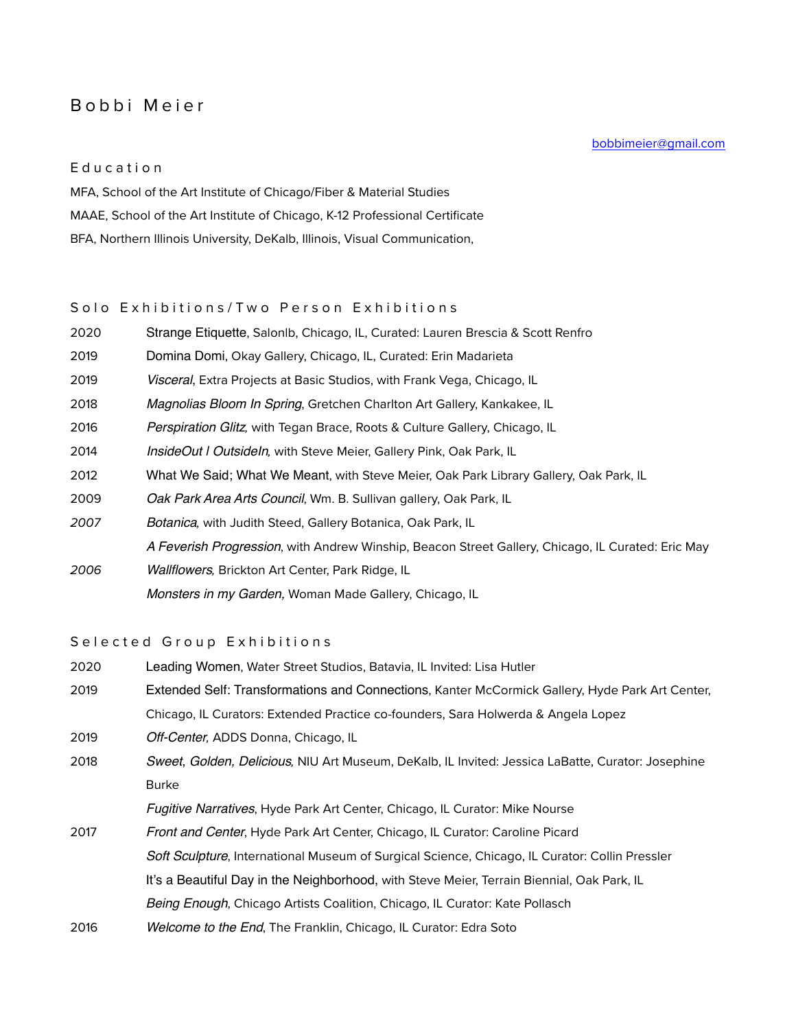# Bobbi Meier

bobbimeier@gmail.com

## Education

MFA, School of the Art Institute of Chicago/Fiber & Material Studies

MAAE, School of the Art Institute of Chicago, K-12 Professional Certificate

BFA, Northern Illinois University, DeKalb, Illinois, Visual Communication,

## Solo Exhibitions/Two Person Exhibitions

2020 Strange Etiquette, Salonlb, Chicago, IL, Curated: Lauren Brescia & Scott Renfro

2019 Domina Domi, Okay Gallery, Chicago, IL, Curated: Erin Madarieta

2019 *Visceral*, Extra Projects at Basic Studios, with Frank Vega, Chicago, IL

2018 *Magnolias Bloom In Spring*, Gretchen Charlton Art Gallery, Kankakee, IL

2016 *Perspiration Glitz,* with Tegan Brace, Roots & Culture Gallery, Chicago, IL

2014 *InsideOut I OutsideIn,* with Steve Meier, Gallery Pink, Oak Park, IL

2012 What We Said; What We Meant, with Steve Meier, Oak Park Library Gallery, Oak Park, IL

2009 *Oak Park Area Arts Council*, Wm. B. Sullivan gallery, Oak Park, IL

*2007* *Botanica,* with Judith Steed, Gallery Botanica, Oak Park, IL

*A Feverish Progression*, with Andrew Winship, Beacon Street Gallery, Chicago, IL Curated: Eric May

*2006* *Wallflowers,* Brickton Art Center, Park Ridge, IL

*Monsters in my Garden,* Woman Made Gallery, Chicago, IL

## Selected Group Exhibitions

2020 Leading Women, Water Street Studios, Batavia, IL Invited: Lisa Hutler

2019 Extended Self: Transformations and Connections, Kanter McCormick Gallery, Hyde Park Art Center, Chicago, IL Curators: Extended Practice co-founders, Sara Holwerda & Angela Lopez

2019 *Off-Center,* ADDS Donna, Chicago, IL

2018 *Sweet, Golden, Delicious,* NIU Art Museum, DeKalb, IL Invited: Jessica LaBatte, Curator: Josephine Burke

*Fugitive Narratives*, Hyde Park Art Center, Chicago, IL Curator: Mike Nourse

2017 *Front and Center*, Hyde Park Art Center, Chicago, IL Curator: Caroline Picard

*Soft Sculpture*, International Museum of Surgical Science, Chicago, IL Curator: Collin Pressler

It's a Beautiful Day in the Neighborhood, with Steve Meier, Terrain Biennial, Oak Park, IL

*Being Enough*, Chicago Artists Coalition, Chicago, IL Curator: Kate Pollasch

2016 *Welcome to the End*, The Franklin, Chicago, IL Curator: Edra Soto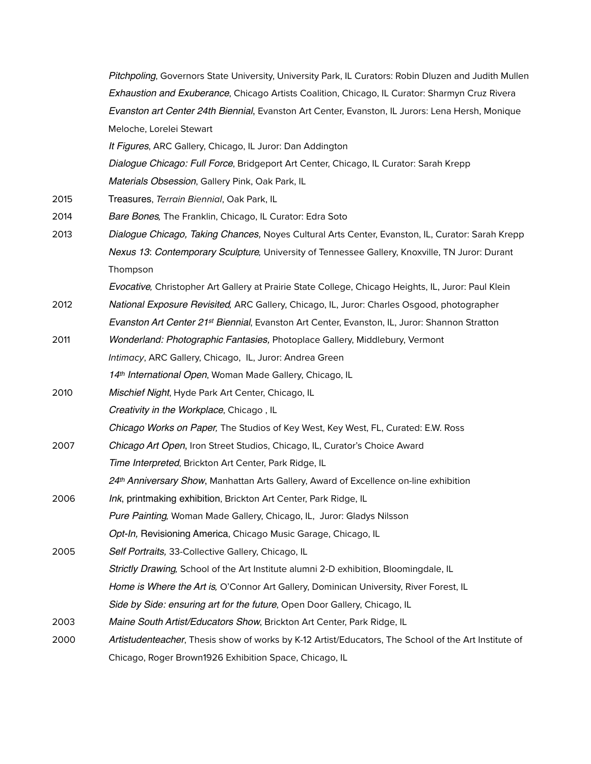| | |
|---|---|
| | *Pitchpoling*, Governors State University, University Park, IL Curators: Robin Dluzen and Judith Mullen |
| | *Exhaustion and Exuberance*, Chicago Artists Coalition, Chicago, IL Curator: Sharmyn Cruz Rivera |
| | *Evanston art Center 24th Biennial*, Evanston Art Center, Evanston, IL Jurors: Lena Hersh, Monique Meloche, Lorelei Stewart |
| | *It Figures*, ARC Gallery, Chicago, IL Juror: Dan Addington |
| | *Dialogue Chicago: Full Force*, Bridgeport Art Center, Chicago, IL Curator: Sarah Krepp |
| | *Materials Obsession*, Gallery Pink, Oak Park, IL |
| 2015 | Treasures, *Terrain Biennial*, Oak Park, IL |
| 2014 | *Bare Bones,* The Franklin, Chicago, IL Curator: Edra Soto |
| 2013 | *Dialogue Chicago, Taking Chances,* Noyes Cultural Arts Center, Evanston, IL, Curator: Sarah Krepp |
| | *Nexus 13*: *Contemporary Sculpture,* University of Tennessee Gallery, Knoxville, TN Juror: Durant Thompson |
| | *Evocative,* Christopher Art Gallery at Prairie State College, Chicago Heights, IL, Juror: Paul Klein |
| 2012 | *National Exposure Revisited,* ARC Gallery, Chicago, IL, Juror: Charles Osgood, photographer |
| | *Evanston Art Center 21st Biennial*, Evanston Art Center, Evanston, IL, Juror: Shannon Stratton |
| 2011 | *Wonderland: Photographic Fantasies,* Photoplace Gallery, Middlebury, Vermont |
| | *Intimacy*, ARC Gallery, Chicago, IL, Juror: Andrea Green |
| | *14th International Open*, Woman Made Gallery, Chicago, IL |
| 2010 | *Mischief Night*, Hyde Park Art Center, Chicago, IL |
| | *Creativity in the Workplace*, Chicago , IL |
| | *Chicago Works on Paper,* The Studios of Key West, Key West, FL, Curated: E.W. Ross |
| 2007 | *Chicago Art Open*, Iron Street Studios, Chicago, IL, Curator's Choice Award |
| | *Time Interpreted*, Brickton Art Center, Park Ridge, IL |
| | *24th Anniversary Show*, Manhattan Arts Gallery, Award of Excellence on-line exhibition |
| 2006 | *Ink*, printmaking exhibition, Brickton Art Center, Park Ridge, IL |
| | *Pure Painting,* Woman Made Gallery, Chicago, IL, Juror: Gladys Nilsson |
| | *Opt-In,* Revisioning America, Chicago Music Garage, Chicago, IL |
| 2005 | *Self Portraits,* 33-Collective Gallery, Chicago, IL |
| | *Strictly Drawing,* School of the Art Institute alumni 2-D exhibition, Bloomingdale, IL |
| | *Home is Where the Art is,* O'Connor Art Gallery, Dominican University, River Forest, IL |
| | *Side by Side: ensuring art for the future*, Open Door Gallery, Chicago, IL |
| 2003 | *Maine South Artist/Educators Show*, Brickton Art Center, Park Ridge, IL |
| 2000 | *Artistudenteacher*, Thesis show of works by K-12 Artist/Educators, The School of the Art Institute of Chicago, Roger Brown1926 Exhibition Space, Chicago, IL |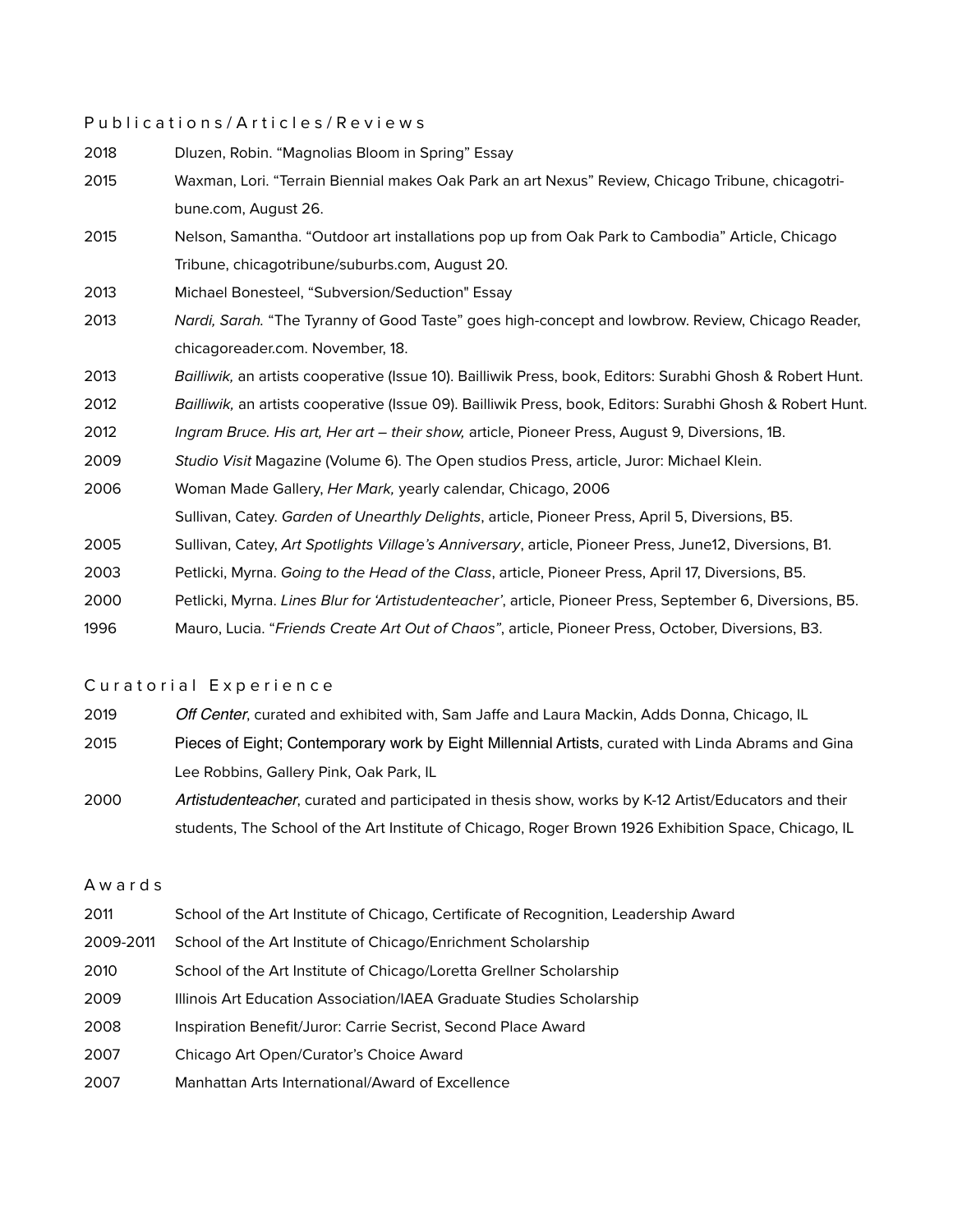## Publications/Articles/Reviews

2018 Dluzen, Robin. “Magnolias Bloom in Spring” Essay

2015 Waxman, Lori. “Terrain Biennial makes Oak Park an art Nexus” Review, Chicago Tribune, chicagotribune.com, August 26.

2015 Nelson, Samantha. “Outdoor art installations pop up from Oak Park to Cambodia” Article, Chicago Tribune, chicagotribune/suburbs.com, August 20.

2013 Michael Bonesteel, “Subversion/Seduction" Essay

2013 *Nardi, Sarah.* “The Tyranny of Good Taste” goes high-concept and lowbrow. Review, Chicago Reader, chicagoreader.com. November, 18.

2013 *Bailliwik,* an artists cooperative (Issue 10). Bailliwik Press, book, Editors: Surabhi Ghosh & Robert Hunt.

2012 *Bailliwik,* an artists cooperative (Issue 09). Bailliwik Press, book, Editors: Surabhi Ghosh & Robert Hunt.

2012 *Ingram Bruce. His art, Her art – their show,* article, Pioneer Press, August 9, Diversions, 1B.

2009 *Studio Visit* Magazine (Volume 6). The Open studios Press, article, Juror: Michael Klein.

2006 Woman Made Gallery, *Her Mark,* yearly calendar, Chicago, 2006

Sullivan, Catey. *Garden of Unearthly Delights*, article, Pioneer Press, April 5, Diversions, B5.

2005 Sullivan, Catey, *Art Spotlights Village's Anniversary*, article, Pioneer Press, June12, Diversions, B1.

2003 Petlicki, Myrna. *Going to the Head of the Class*, article, Pioneer Press, April 17, Diversions, B5.

2000 Petlicki, Myrna. *Lines Blur for 'Artistudenteacher'*, article, Pioneer Press, September 6, Diversions, B5.

1996 Mauro, Lucia. “*Friends Create Art Out of Chaos”*, article, Pioneer Press, October, Diversions, B3.

## Curatorial Experience

2019 *Off Center*, curated and exhibited with, Sam Jaffe and Laura Mackin, Adds Donna, Chicago, IL

2015 Pieces of Eight; Contemporary work by Eight Millennial Artists, curated with Linda Abrams and Gina Lee Robbins, Gallery Pink, Oak Park, IL

2000 *Artistudenteacher*, curated and participated in thesis show, works by K-12 Artist/Educators and their students, The School of the Art Institute of Chicago, Roger Brown 1926 Exhibition Space, Chicago, IL

## Awards

2011 School of the Art Institute of Chicago, Certificate of Recognition, Leadership Award

2009-2011 School of the Art Institute of Chicago/Enrichment Scholarship

2010 School of the Art Institute of Chicago/Loretta Grellner Scholarship

2009 Illinois Art Education Association/IAEA Graduate Studies Scholarship

2008 Inspiration Benefit/Juror: Carrie Secrist, Second Place Award

2007 Chicago Art Open/Curator's Choice Award

2007 Manhattan Arts International/Award of Excellence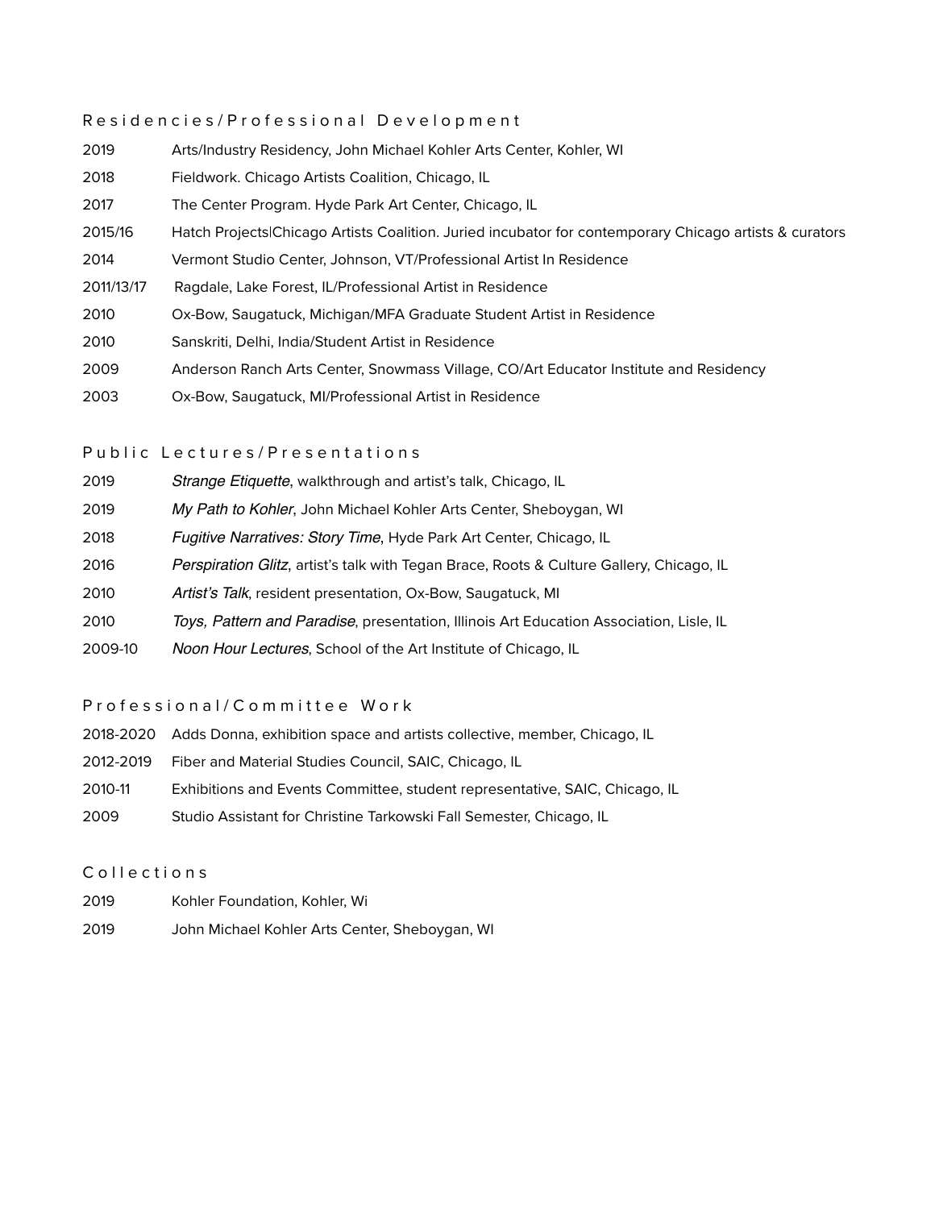## Residencies/Professional Development

| | |
|---|---|
| 2019 | Arts/Industry Residency, John Michael Kohler Arts Center, Kohler, WI |
| 2018 | Fieldwork. Chicago Artists Coalition, Chicago, IL |
| 2017 | The Center Program. Hyde Park Art Center, Chicago, IL |
| 2015/16 | Hatch Projects\|Chicago Artists Coalition. Juried incubator for contemporary Chicago artists & curators |
| 2014 | Vermont Studio Center, Johnson, VT/Professional Artist In Residence |
| 2011/13/17 | Ragdale, Lake Forest, IL/Professional Artist in Residence |
| 2010 | Ox-Bow, Saugatuck, Michigan/MFA Graduate Student Artist in Residence |
| 2010 | Sanskriti, Delhi, India/Student Artist in Residence |
| 2009 | Anderson Ranch Arts Center, Snowmass Village, CO/Art Educator Institute and Residency |
| 2003 | Ox-Bow, Saugatuck, MI/Professional Artist in Residence |

## Public Lectures/Presentations

| | |
|---|---|
| 2019 | *Strange Etiquette*, walkthrough and artist's talk, Chicago, IL |
| 2019 | *My Path to Kohler*, John Michael Kohler Arts Center, Sheboygan, WI |
| 2018 | *Fugitive Narratives: Story Time*, Hyde Park Art Center, Chicago, IL |
| 2016 | *Perspiration Glitz*, artist's talk with Tegan Brace, Roots & Culture Gallery, Chicago, IL |
| 2010 | *Artist's Talk*, resident presentation, Ox-Bow, Saugatuck, MI |
| 2010 | *Toys, Pattern and Paradise*, presentation, Illinois Art Education Association, Lisle, IL |
| 2009-10 | *Noon Hour Lectures*, School of the Art Institute of Chicago, IL |

## Professional/Committee Work

| | |
|---|---|
| 2018-2020 | Adds Donna, exhibition space and artists collective, member, Chicago, IL |
| 2012-2019 | Fiber and Material Studies Council, SAIC, Chicago, IL |
| 2010-11 | Exhibitions and Events Committee, student representative, SAIC, Chicago, IL |
| 2009 | Studio Assistant for Christine Tarkowski Fall Semester, Chicago, IL |

## Collections

| | |
|---|---|
| 2019 | Kohler Foundation, Kohler, Wi |
| 2019 | John Michael Kohler Arts Center, Sheboygan, WI |